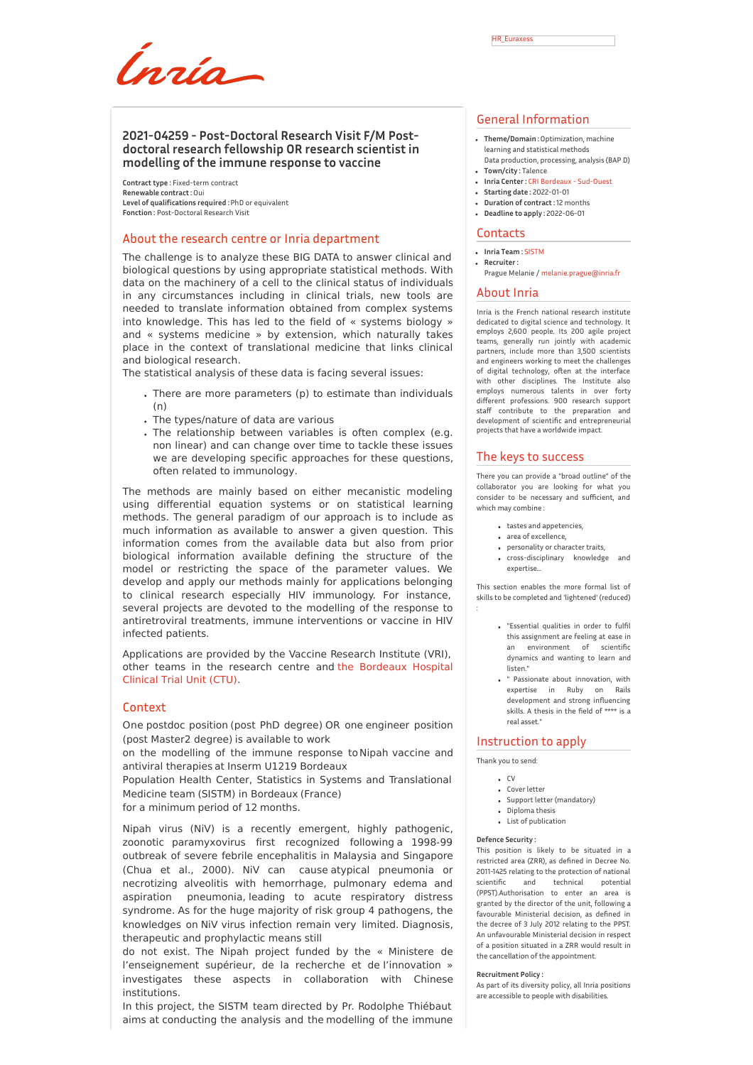# 2021-04259 - Post-Doctoral Research Visit F/M Post-doctoral research fellowship OR research scientist in modelling of the immune response to vaccine

**Contract type :** Fixed-term contract
**Renewable contract :** Oui
**Level of qualifications required :** PhD or equivalent
**Fonction :** Post-Doctoral Research Visit

## About the research centre or Inria department

The challenge is to analyze these BIG DATA to answer clinical and biological questions by using appropriate statistical methods. With data on the machinery of a cell to the clinical status of individuals in any circumstances including in clinical trials, new tools are needed to translate information obtained from complex systems into knowledge. This has led to the field of « systems biology » and « systems medicine » by extension, which naturally takes place in the context of translational medicine that links clinical and biological research.
The statistical analysis of these data is facing several issues:

- There are more parameters (p) to estimate than individuals (n)
- The types/nature of data are various
- The relationship between variables is often complex (e.g. non linear) and can change over time to tackle these issues we are developing specific approaches for these questions, often related to immunology.

The methods are mainly based on either mecanistic modeling using differential equation systems or on statistical learning methods. The general paradigm of our approach is to include as much information as available to answer a given question. This information comes from the available data but also from prior biological information available defining the structure of the model or restricting the space of the parameter values. We develop and apply our methods mainly for applications belonging to clinical research especially HIV immunology. For instance, several projects are devoted to the modelling of the response to antiretroviral treatments, immune interventions or vaccine in HIV infected patients.

Applications are provided by the Vaccine Research Institute (VRI), other teams in the research centre and the Bordeaux Hospital Clinical Trial Unit (CTU).

## Context

One postdoc position (post PhD degree) OR one engineer position (post Master2 degree) is available to work
on the modelling of the immune response to Nipah vaccine and antiviral therapies at Inserm U1219 Bordeaux
Population Health Center, Statistics in Systems and Translational Medicine team (SISTM) in Bordeaux (France)
for a minimum period of 12 months.

Nipah virus (NiV) is a recently emergent, highly pathogenic, zoonotic paramyxovirus first recognized following a 1998-99 outbreak of severe febrile encephalitis in Malaysia and Singapore (Chua et al., 2000). NiV can cause atypical pneumonia or necrotizing alveolitis with hemorrhage, pulmonary edema and aspiration pneumonia, leading to acute respiratory distress syndrome. As for the huge majority of risk group 4 pathogens, the knowledges on NiV virus infection remain very limited. Diagnosis, therapeutic and prophylactic means still
do not exist. The Nipah project funded by the « Ministere de l'enseignement supérieur, de la recherche et de l'innovation » investigates these aspects in collaboration with Chinese institutions.
In this project, the SISTM team directed by Pr. Rodolphe Thiébaut aims at conducting the analysis and the modelling of the immune

## General Information

- **Theme/Domain :** Optimization, machine learning and statistical methods
  Data production, processing, analysis (BAP D)
- **Town/city :** Talence
- **Inria Center :** CRI Bordeaux - Sud-Ouest
- **Starting date :** 2022-01-01
- **Duration of contract :** 12 months
- **Deadline to apply :** 2022-06-01

## Contacts

- **Inria Team :** SISTM
- **Recruiter :**
  Prague Melanie / melanie.prague@inria.fr

## About Inria

Inria is the French national research institute dedicated to digital science and technology. It employs 2,600 people. Its 200 agile project teams, generally run jointly with academic partners, include more than 3,500 scientists and engineers working to meet the challenges of digital technology, often at the interface with other disciplines. The Institute also employs numerous talents in over forty different professions. 900 research support staff contribute to the preparation and development of scientific and entrepreneurial projects that have a worldwide impact.

## The keys to success

There you can provide a "broad outline" of the collaborator you are looking for what you consider to be necessary and sufficient, and which may combine :

- tastes and appetencies,
- area of excellence,
- personality or character traits,
- cross-disciplinary knowledge and expertise...

This section enables the more formal list of skills to be completed and 'lightened' (reduced) :

- "Essential qualities in order to fulfil this assignment are feeling at ease in an environment of scientific dynamics and wanting to learn and listen."
- " Passionate about innovation, with expertise in Ruby on Rails development and strong influencing skills. A thesis in the field of **** is a real asset."

## Instruction to apply

Thank you to send:

- CV
- Cover letter
- Support letter (mandatory)
- Diploma thesis
- List of publication

**Defence Security :**
This position is likely to be situated in a restricted area (ZRR), as defined in Decree No. 2011-1425 relating to the protection of national scientific and technical potential (PPST).Authorisation to enter an area is granted by the director of the unit, following a favourable Ministerial decision, as defined in the decree of 3 July 2012 relating to the PPST. An unfavourable Ministerial decision in respect of a position situated in a ZRR would result in the cancellation of the appointment.

**Recruitment Policy :**
As part of its diversity policy, all Inria positions are accessible to people with disabilities.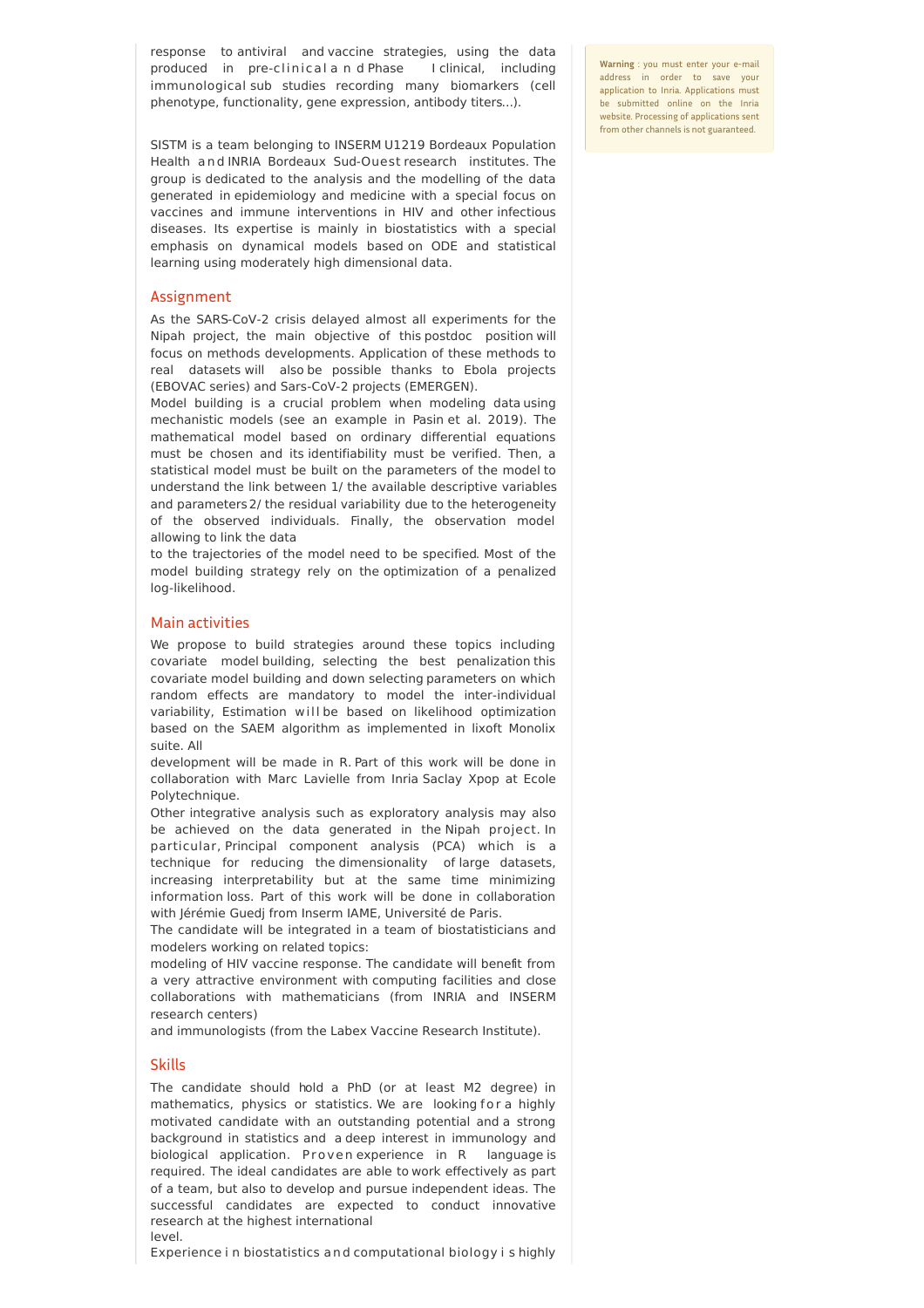response to antiviral and vaccine strategies, using the data produced in pre-clinical and Phase I clinical, including immunological sub studies recording many biomarkers (cell phenotype, functionality, gene expression, antibody titers...).

SISTM is a team belonging to INSERM U1219 Bordeaux Population Health and INRIA Bordeaux Sud-Ouest research institutes. The group is dedicated to the analysis and the modelling of the data generated in epidemiology and medicine with a special focus on vaccines and immune interventions in HIV and other infectious diseases. Its expertise is mainly in biostatistics with a special emphasis on dynamical models based on ODE and statistical learning using moderately high dimensional data.

## Assignment

As the SARS-CoV-2 crisis delayed almost all experiments for the Nipah project, the main objective of this postdoc position will focus on methods developments. Application of these methods to real datasets will also be possible thanks to Ebola projects (EBOVAC series) and Sars-CoV-2 projects (EMERGEN).

Model building is a crucial problem when modeling data using mechanistic models (see an example in Pasin et al. 2019). The mathematical model based on ordinary differential equations must be chosen and its identifiability must be verified. Then, a statistical model must be built on the parameters of the model to understand the link between 1/ the available descriptive variables and parameters 2/ the residual variability due to the heterogeneity of the observed individuals. Finally, the observation model allowing to link the data to the trajectories of the model need to be specified. Most of the model building strategy rely on the optimization of a penalized log-likelihood.

## Main activities

We propose to build strategies around these topics including covariate model building, selecting the best penalization this covariate model building and down selecting parameters on which random effects are mandatory to model the inter-individual variability, Estimation will be based on likelihood optimization based on the SAEM algorithm as implemented in lixoft Monolix suite. All development will be made in R. Part of this work will be done in collaboration with Marc Lavielle from Inria Saclay Xpop at Ecole Polytechnique.

Other integrative analysis such as exploratory analysis may also be achieved on the data generated in the Nipah project. In particular, Principal component analysis (PCA) which is a technique for reducing the dimensionality of large datasets, increasing interpretability but at the same time minimizing information loss. Part of this work will be done in collaboration with Jérémie Guedj from Inserm IAME, Université de Paris.

The candidate will be integrated in a team of biostatisticians and modelers working on related topics:

modeling of HIV vaccine response. The candidate will benefit from a very attractive environment with computing facilities and close collaborations with mathematicians (from INRIA and INSERM research centers) and immunologists (from the Labex Vaccine Research Institute).

## Skills

The candidate should hold a PhD (or at least M2 degree) in mathematics, physics or statistics. We are looking for a highly motivated candidate with an outstanding potential and a strong background in statistics and a deep interest in immunology and biological application. Proven experience in R language is required. The ideal candidates are able to work effectively as part of a team, but also to develop and pursue independent ideas. The successful candidates are expected to conduct innovative research at the highest international level.

Experience in biostatistics and computational biology is highly

**Warning** : you must enter your e-mail address in order to save your application to Inria. Applications must be submitted online on the Inria website. Processing of applications sent from other channels is not guaranteed.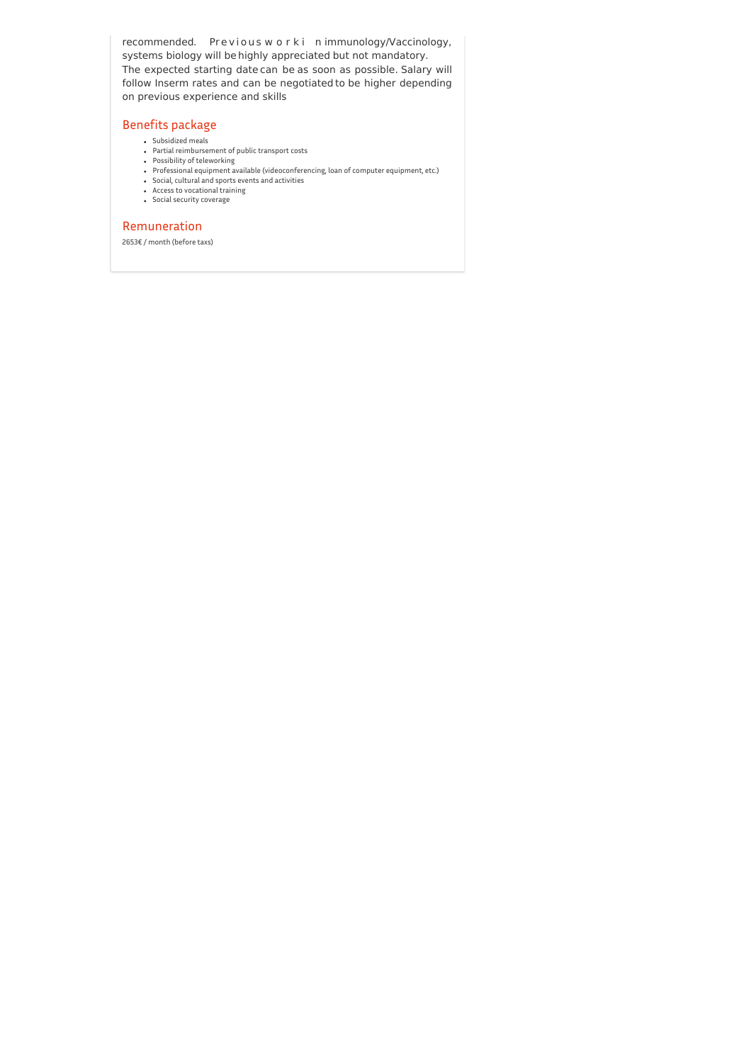recommended. Previous work in immunology/Vaccinology, systems biology will be highly appreciated but not mandatory.
The expected starting date can be as soon as possible. Salary will follow Inserm rates and can be negotiated to be higher depending on previous experience and skills

## Benefits package

- Subsidized meals
- Partial reimbursement of public transport costs
- Possibility of teleworking
- Professional equipment available (videoconferencing, loan of computer equipment, etc.)
- Social, cultural and sports events and activities
- Access to vocational training
- Social security coverage

## Remuneration

2653€ / month (before taxs)